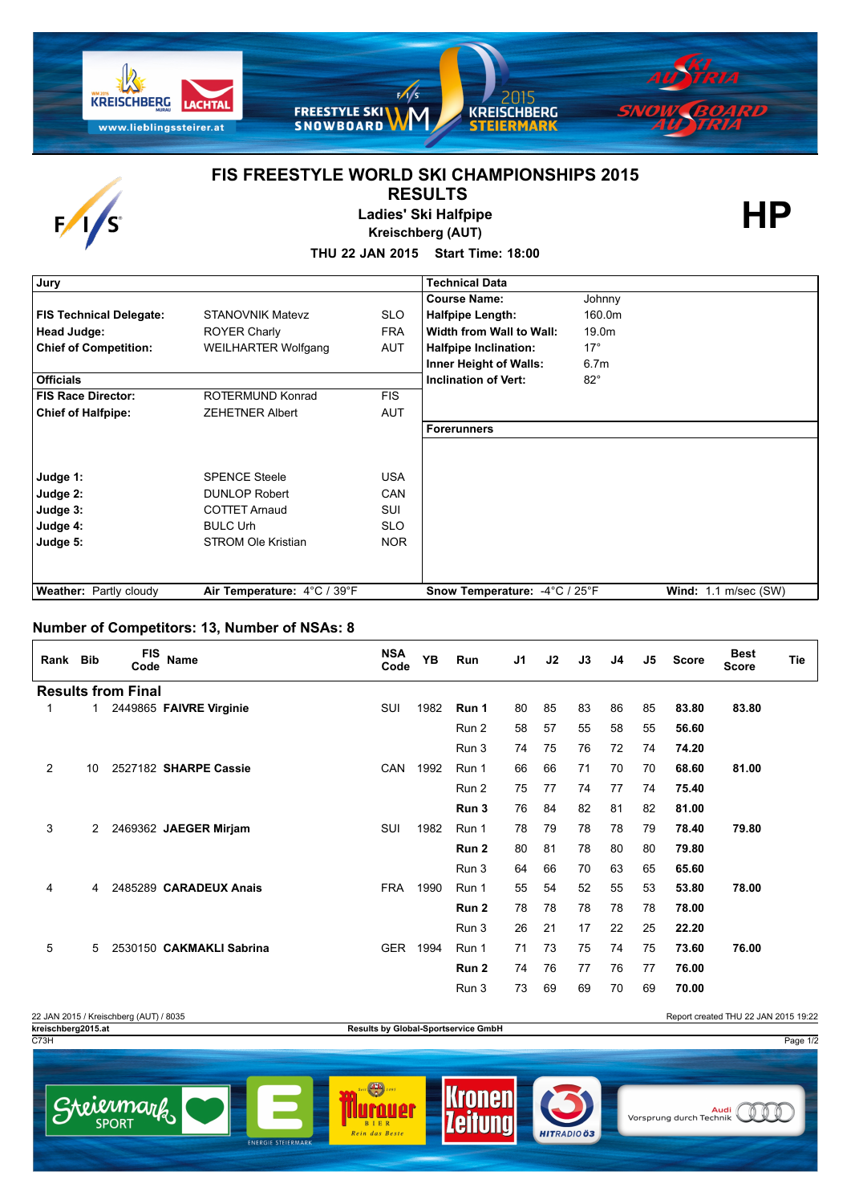# FIS FREESTYLE WORLD SKI CHAMPIONSHIPS 2015

## RESULTS

### Ladies' Ski Halfpipe

**Kreischberg (AUT)**

**THU 22 JAN 2015 Start Time: 18:00**

**HP**

| Jury | | | Technical Data | |
|---|---|---|---|---|
| | | | **Course Name:** | Johnny |
| **FIS Technical Delegate:** | STANOVNIK Matevz | SLO | **Halfpipe Length:** | 160.0m |
| **Head Judge:** | ROYER Charly | FRA | **Width from Wall to Wall:** | 19.0m |
| **Chief of Competition:** | WEILHARTER Wolfgang | AUT | **Halfpipe Inclination:** | 17° |
| | | | **Inner Height of Walls:** | 6.7m |
| **Officials** | | | **Inclination of Vert:** | 82° |
| **FIS Race Director:** | ROTERMUND Konrad | FIS | | |
| **Chief of Halfpipe:** | ZEHETNER Albert | AUT | | |
| | | | **Forerunners** | |
| **Judge 1:** | SPENCE Steele | USA | | |
| **Judge 2:** | DUNLOP Robert | CAN | | |
| **Judge 3:** | COTTET Arnaud | SUI | | |
| **Judge 4:** | BULC Urh | SLO | | |
| **Judge 5:** | STROM Ole Kristian | NOR | | |
| **Weather:** Partly cloudy | **Air Temperature:** 4°C / 39°F | | **Snow Temperature:** -4°C / 25°F | **Wind:** 1.1 m/sec (SW) |

## Number of Competitors: 13, Number of NSAs: 8

| Rank | Bib | FIS Code | Name | NSA Code | YB | Run | J1 | J2 | J3 | J4 | J5 | Score | Best Score | Tie |
|---|---|---|---|---|---|---|---|---|---|---|---|---|---|---|
| **Results from Final** | | | | | | | | | | | | | | |
| 1 | 1 | 2449865 | **FAIVRE Virginie** | SUI | 1982 | **Run 1** | 80 | 85 | 83 | 86 | 85 | **83.80** | **83.80** | |
| | | | | | | Run 2 | 58 | 57 | 55 | 58 | 55 | **56.60** | | |
| | | | | | | Run 3 | 74 | 75 | 76 | 72 | 74 | **74.20** | | |
| 2 | 10 | 2527182 | **SHARPE Cassie** | CAN | 1992 | Run 1 | 66 | 66 | 71 | 70 | 70 | **68.60** | **81.00** | |
| | | | | | | Run 2 | 75 | 77 | 74 | 77 | 74 | **75.40** | | |
| | | | | | | **Run 3** | 76 | 84 | 82 | 81 | 82 | **81.00** | | |
| 3 | 2 | 2469362 | **JAEGER Mirjam** | SUI | 1982 | Run 1 | 78 | 79 | 78 | 78 | 79 | **78.40** | **79.80** | |
| | | | | | | **Run 2** | 80 | 81 | 78 | 80 | 80 | **79.80** | | |
| | | | | | | Run 3 | 64 | 66 | 70 | 63 | 65 | **65.60** | | |
| 4 | 4 | 2485289 | **CARADEUX Anais** | FRA | 1990 | Run 1 | 55 | 54 | 52 | 55 | 53 | **53.80** | **78.00** | |
| | | | | | | **Run 2** | 78 | 78 | 78 | 78 | 78 | **78.00** | | |
| | | | | | | Run 3 | 26 | 21 | 17 | 22 | 25 | **22.20** | | |
| 5 | 5 | 2530150 | **CAKMAKLI Sabrina** | GER | 1994 | Run 1 | 71 | 73 | 75 | 74 | 75 | **73.60** | **76.00** | |
| | | | | | | **Run 2** | 74 | 76 | 77 | 76 | 77 | **76.00** | | |
| | | | | | | Run 3 | 73 | 69 | 69 | 70 | 69 | **70.00** | | |

22 JAN 2015 / Kreischberg (AUT) / 8035

Report created THU 22 JAN 2015 19:22

**kreischberg2015.at**

**Results by Global-Sportservice GmbH**

C73H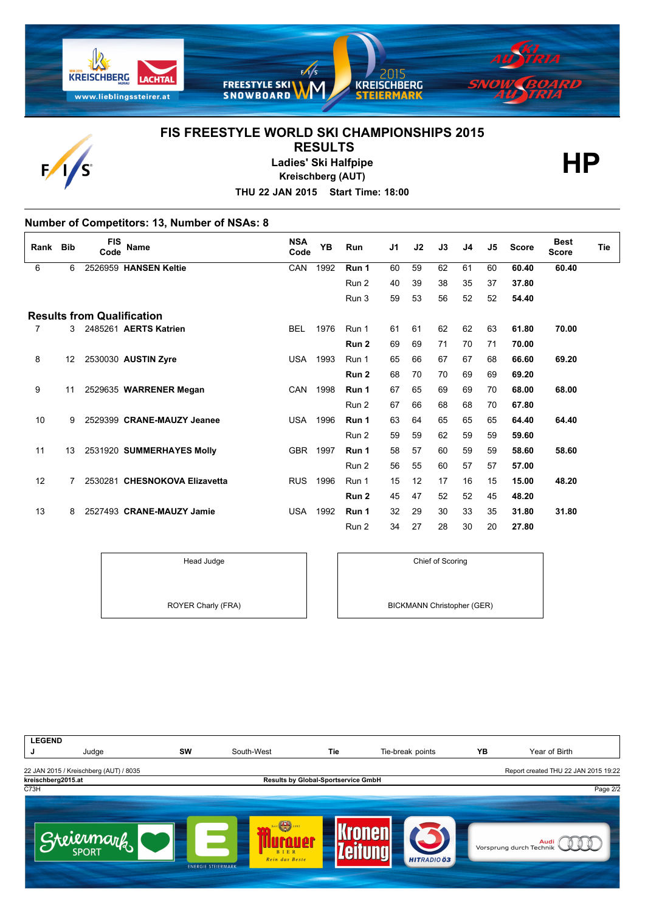# FIS FREESTYLE WORLD SKI CHAMPIONSHIPS 2015

## RESULTS

**Ladies' Ski Halfpipe**

**Kreischberg (AUT)**

**THU 22 JAN 2015 Start Time: 18:00**

**HP**

### Number of Competitors: 13, Number of NSAs: 8

| Rank | Bib | FIS Code | Name | NSA Code | YB | Run | J1 | J2 | J3 | J4 | J5 | Score | Best Score | Tie |
|---|---|---|---|---|---|---|---|---|---|---|---|---|---|---|
| 6 | 6 | 2526959 | **HANSEN Keltie** | CAN | 1992 | **Run 1** | 60 | 59 | 62 | 61 | 60 | **60.40** | **60.40** | |
| | | | | | | Run 2 | 40 | 39 | 38 | 35 | 37 | **37.80** | | |
| | | | | | | Run 3 | 59 | 53 | 56 | 52 | 52 | **54.40** | | |
| **Results from Qualification** | | | | | | | | | | | | | | |
| 7 | 3 | 2485261 | **AERTS Katrien** | BEL | 1976 | Run 1 | 61 | 61 | 62 | 62 | 63 | **61.80** | **70.00** | |
| | | | | | | **Run 2** | 69 | 69 | 71 | 70 | 71 | **70.00** | | |
| 8 | 12 | 2530030 | **AUSTIN Zyre** | USA | 1993 | Run 1 | 65 | 66 | 67 | 67 | 68 | **66.60** | **69.20** | |
| | | | | | | **Run 2** | 68 | 70 | 70 | 69 | 69 | **69.20** | | |
| 9 | 11 | 2529635 | **WARRENER Megan** | CAN | 1998 | **Run 1** | 67 | 65 | 69 | 69 | 70 | **68.00** | **68.00** | |
| | | | | | | Run 2 | 67 | 66 | 68 | 68 | 70 | **67.80** | | |
| 10 | 9 | 2529399 | **CRANE-MAUZY Jeanee** | USA | 1996 | **Run 1** | 63 | 64 | 65 | 65 | 65 | **64.40** | **64.40** | |
| | | | | | | Run 2 | 59 | 59 | 62 | 59 | 59 | **59.60** | | |
| 11 | 13 | 2531920 | **SUMMERHAYES Molly** | GBR | 1997 | **Run 1** | 58 | 57 | 60 | 59 | 59 | **58.60** | **58.60** | |
| | | | | | | Run 2 | 56 | 55 | 60 | 57 | 57 | **57.00** | | |
| 12 | 7 | 2530281 | **CHESNOKOVA Elizavetta** | RUS | 1996 | Run 1 | 15 | 12 | 17 | 16 | 15 | **15.00** | **48.20** | |
| | | | | | | **Run 2** | 45 | 47 | 52 | 52 | 45 | **48.20** | | |
| 13 | 8 | 2527493 | **CRANE-MAUZY Jamie** | USA | 1992 | **Run 1** | 32 | 29 | 30 | 33 | 35 | **31.80** | **31.80** | |
| | | | | | | Run 2 | 34 | 27 | 28 | 30 | 20 | **27.80** | | |

| Head Judge | Chief of Scoring |
|---|---|
| ROYER Charly (FRA) | BICKMANN Christopher (GER) |

**LEGEND**

| | | | | | | | |
|---|---|---|---|---|---|---|---|
| **J** | Judge | **SW** | South-West | **Tie** | Tie-break points | **YB** | Year of Birth |

22 JAN 2015 / Kreischberg (AUT) / 8035 — Report created THU 22 JAN 2015 19:22

kreischberg2015.at — Results by Global-Sportservice GmbH

C73H